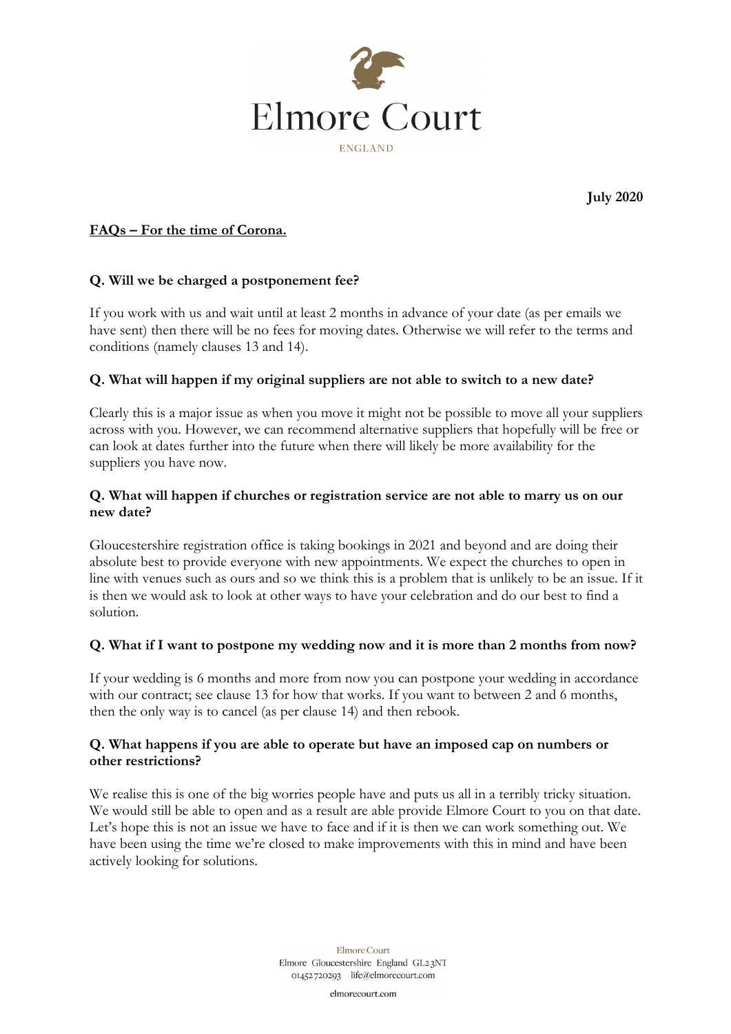# Elmore Court

ENGLAND

**July 2020**

## FAQs – For the time of Corona.

### Q. Will we be charged a postponement fee?

If you work with us and wait until at least 2 months in advance of your date (as per emails we have sent) then there will be no fees for moving dates. Otherwise we will refer to the terms and conditions (namely clauses 13 and 14).

### Q. What will happen if my original suppliers are not able to switch to a new date?

Clearly this is a major issue as when you move it might not be possible to move all your suppliers across with you. However, we can recommend alternative suppliers that hopefully will be free or can look at dates further into the future when there will likely be more availability for the suppliers you have now.

### Q. What will happen if churches or registration service are not able to marry us on our new date?

Gloucestershire registration office is taking bookings in 2021 and beyond and are doing their absolute best to provide everyone with new appointments. We expect the churches to open in line with venues such as ours and so we think this is a problem that is unlikely to be an issue. If it is then we would ask to look at other ways to have your celebration and do our best to find a solution.

### Q. What if I want to postpone my wedding now and it is more than 2 months from now?

If your wedding is 6 months and more from now you can postpone your wedding in accordance with our contract; see clause 13 for how that works. If you want to between 2 and 6 months, then the only way is to cancel (as per clause 14) and then rebook.

### Q. What happens if you are able to operate but have an imposed cap on numbers or other restrictions?

We realise this is one of the big worries people have and puts us all in a terribly tricky situation. We would still be able to open and as a result are able provide Elmore Court to you on that date. Let's hope this is not an issue we have to face and if it is then we can work something out. We have been using the time we're closed to make improvements with this in mind and have been actively looking for solutions.

Elmore Court
Elmore Gloucestershire England GL2 3NT
01452 720293 life@elmorecourt.com

elmorecourt.com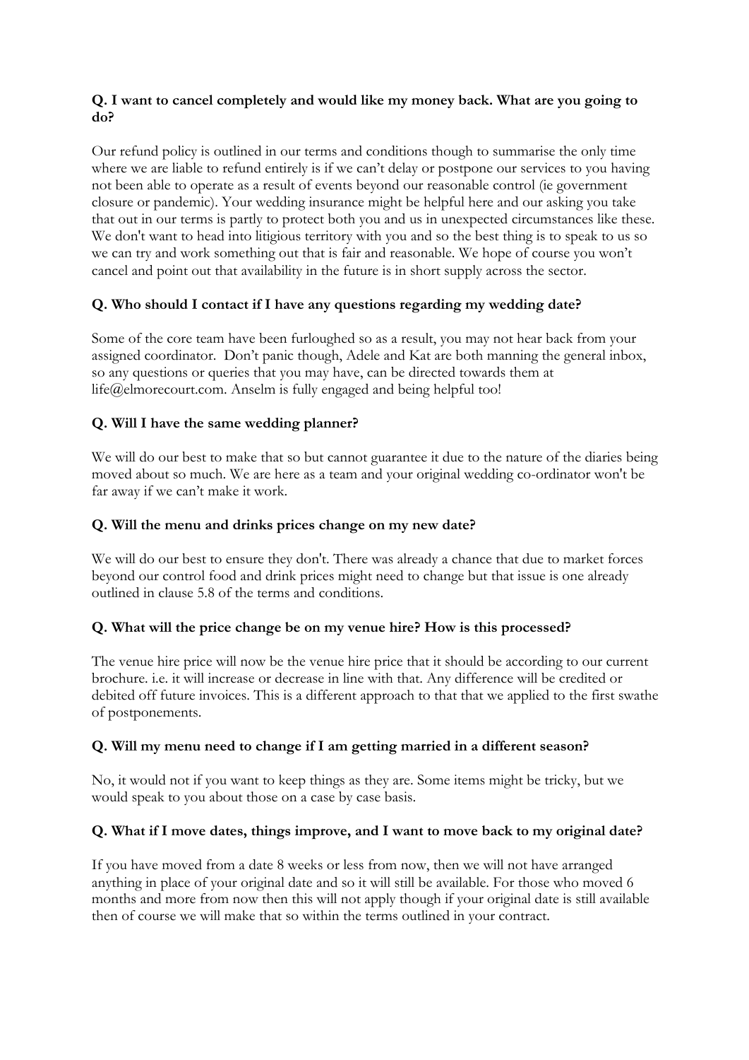**Q. I want to cancel completely and would like my money back. What are you going to do?**

Our refund policy is outlined in our terms and conditions though to summarise the only time where we are liable to refund entirely is if we can't delay or postpone our services to you having not been able to operate as a result of events beyond our reasonable control (ie government closure or pandemic). Your wedding insurance might be helpful here and our asking you take that out in our terms is partly to protect both you and us in unexpected circumstances like these. We don't want to head into litigious territory with you and so the best thing is to speak to us so we can try and work something out that is fair and reasonable. We hope of course you won't cancel and point out that availability in the future is in short supply across the sector.

**Q. Who should I contact if I have any questions regarding my wedding date?**

Some of the core team have been furloughed so as a result, you may not hear back from your assigned coordinator. Don't panic though, Adele and Kat are both manning the general inbox, so any questions or queries that you may have, can be directed towards them at life@elmorecourt.com. Anselm is fully engaged and being helpful too!

**Q. Will I have the same wedding planner?**

We will do our best to make that so but cannot guarantee it due to the nature of the diaries being moved about so much. We are here as a team and your original wedding co-ordinator won't be far away if we can't make it work.

**Q. Will the menu and drinks prices change on my new date?**

We will do our best to ensure they don't. There was already a chance that due to market forces beyond our control food and drink prices might need to change but that issue is one already outlined in clause 5.8 of the terms and conditions.

**Q. What will the price change be on my venue hire? How is this processed?**

The venue hire price will now be the venue hire price that it should be according to our current brochure. i.e. it will increase or decrease in line with that. Any difference will be credited or debited off future invoices. This is a different approach to that that we applied to the first swathe of postponements.

**Q. Will my menu need to change if I am getting married in a different season?**

No, it would not if you want to keep things as they are. Some items might be tricky, but we would speak to you about those on a case by case basis.

**Q. What if I move dates, things improve, and I want to move back to my original date?**

If you have moved from a date 8 weeks or less from now, then we will not have arranged anything in place of your original date and so it will still be available. For those who moved 6 months and more from now then this will not apply though if your original date is still available then of course we will make that so within the terms outlined in your contract.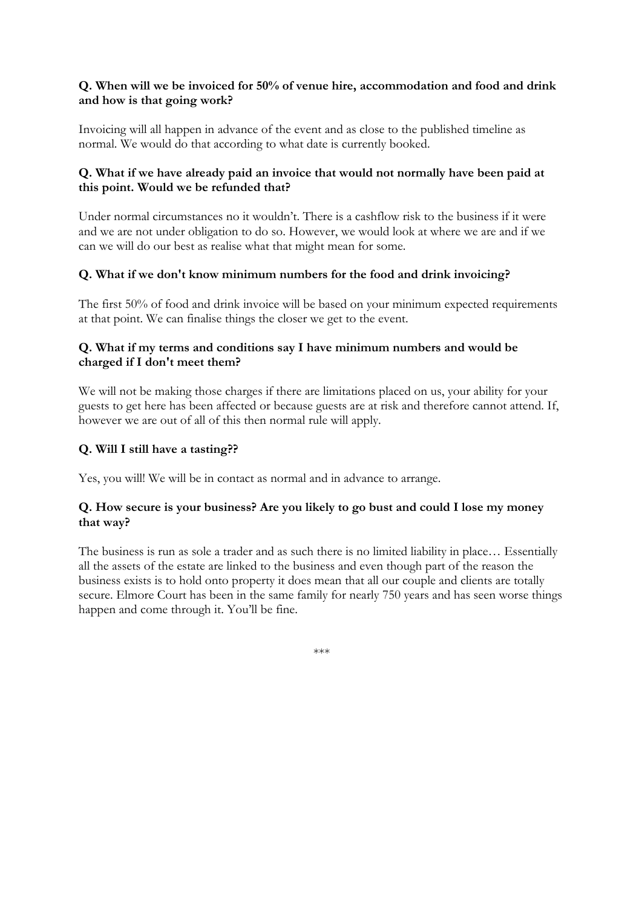**Q. When will we be invoiced for 50% of venue hire, accommodation and food and drink and how is that going work?**

Invoicing will all happen in advance of the event and as close to the published timeline as normal. We would do that according to what date is currently booked.

**Q. What if we have already paid an invoice that would not normally have been paid at this point. Would we be refunded that?**

Under normal circumstances no it wouldn't. There is a cashflow risk to the business if it were and we are not under obligation to do so. However, we would look at where we are and if we can we will do our best as realise what that might mean for some.

**Q. What if we don't know minimum numbers for the food and drink invoicing?**

The first 50% of food and drink invoice will be based on your minimum expected requirements at that point. We can finalise things the closer we get to the event.

**Q. What if my terms and conditions say I have minimum numbers and would be charged if I don't meet them?**

We will not be making those charges if there are limitations placed on us, your ability for your guests to get here has been affected or because guests are at risk and therefore cannot attend. If, however we are out of all of this then normal rule will apply.

**Q. Will I still have a tasting??**

Yes, you will! We will be in contact as normal and in advance to arrange.

**Q. How secure is your business? Are you likely to go bust and could I lose my money that way?**

The business is run as sole a trader and as such there is no limited liability in place… Essentially all the assets of the estate are linked to the business and even though part of the reason the business exists is to hold onto property it does mean that all our couple and clients are totally secure. Elmore Court has been in the same family for nearly 750 years and has seen worse things happen and come through it. You'll be fine.

***